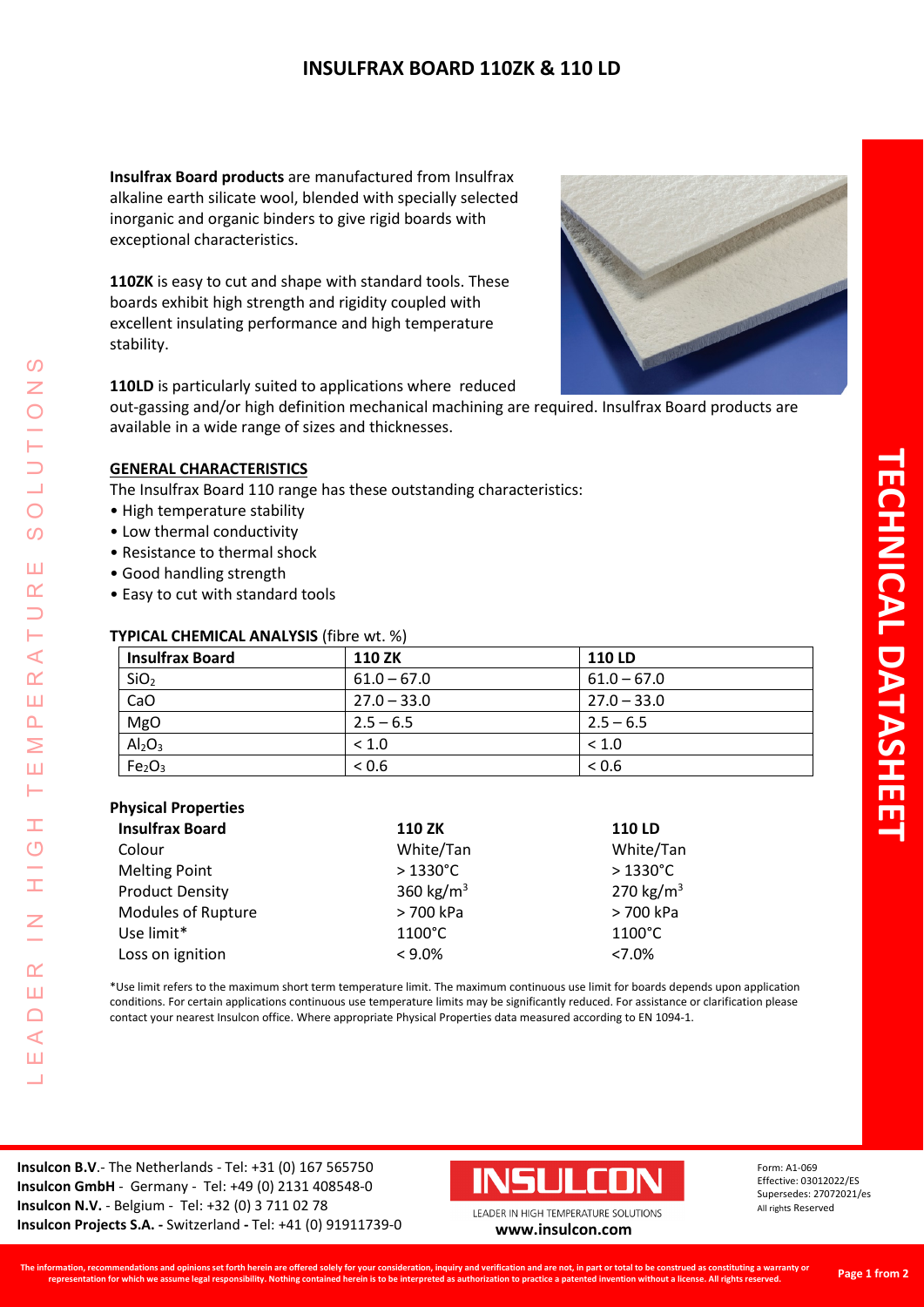# INSULFRAX BOARD 110ZK & 110 LD

**Insulfrax Board products** are manufactured from Insulfrax alkaline earth silicate wool, blended with specially selected inorganic and organic binders to give rigid boards with exceptional characteristics.

**110ZK** is easy to cut and shape with standard tools. These boards exhibit high strength and rigidity coupled with excellent insulating performance and high temperature stability.

**110LD** is particularly suited to applications where reduced out-gassing and/or high definition mechanical machining are required. Insulfrax Board products are available in a wide range of sizes and thicknesses.

## GENERAL CHARACTERISTICS

The Insulfrax Board 110 range has these outstanding characteristics:

- High temperature stability
- Low thermal conductivity
- Resistance to thermal shock
- Good handling strength
- Easy to cut with standard tools

### TYPICAL CHEMICAL ANALYSIS (fibre wt. %)

| Insulfrax Board | 110 ZK | 110 LD |
|---|---|---|
| $SiO_2$ | 61.0 – 67.0 | 61.0 – 67.0 |
| CaO | 27.0 – 33.0 | 27.0 – 33.0 |
| MgO | 2.5 – 6.5 | 2.5 – 6.5 |
| $Al_2O_3$ | < 1.0 | < 1.0 |
| $Fe_2O_3$ | < 0.6 | < 0.6 |

### Physical Properties

| Insulfrax Board | 110 ZK | 110 LD |
|---|---|---|
| Colour | White/Tan | White/Tan |
| Melting Point | > 1330°C | > 1330°C |
| Product Density | 360 kg/m$^3$ | 270 kg/m$^3$ |
| Modules of Rupture | > 700 kPa | > 700 kPa |
| Use limit* | 1100°C | 1100°C |
| Loss on ignition | < 9.0% | <7.0% |

*Use limit refers to the maximum short term temperature limit. The maximum continuous use limit for boards depends upon application conditions. For certain applications continuous use temperature limits may be significantly reduced. For assistance or clarification please contact your nearest Insulcon office. Where appropriate Physical Properties data measured according to EN 1094-1.

**Insulcon B.V**.- The Netherlands - Tel: +31 (0) 167 565750
**Insulcon GmbH** - Germany - Tel: +49 (0) 2131 408548-0
**Insulcon N.V.** - Belgium - Tel: +32 (0) 3 711 02 78
**Insulcon Projects S.A. -** Switzerland **-** Tel: +41 (0) 91911739-0

INSULCON
LEADER IN HIGH TEMPERATURE SOLUTIONS
**www.insulcon.com**

Form: A1-069
Effective: 03012022/ES
Supersedes: 27072021/es
All rights Reserved

**The information, recommendations and opinions set forth herein are offered solely for your consideration, inquiry and verification and are not, in part or total to be construed as constituting a warranty or representation for which we assume legal responsibility. Nothing contained herein is to be interpreted as authorization to practice a patented invention without a license. All rights reserved.**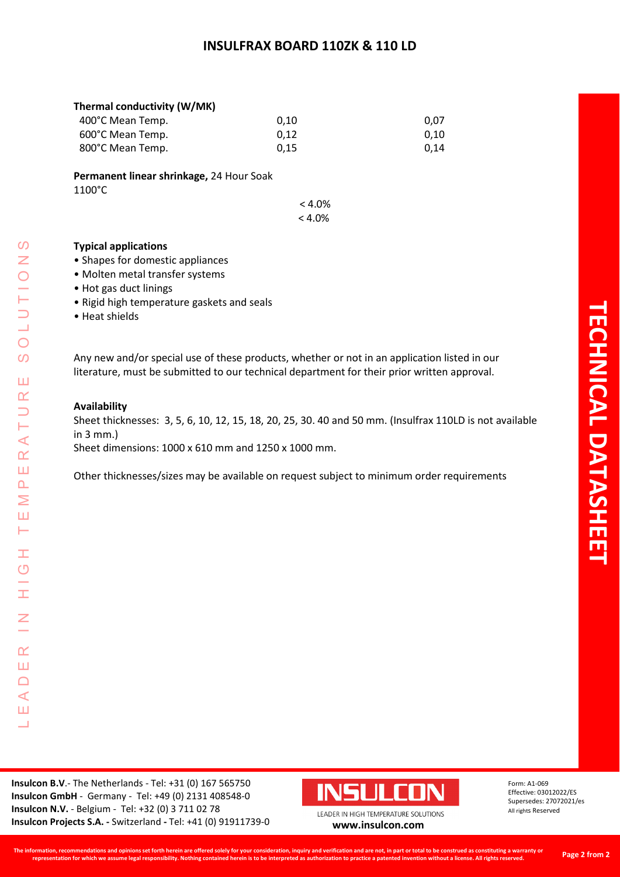# INSULFRAX BOARD 110ZK & 110 LD

| | | |
|---|---|---|
| **Thermal conductivity (W/MK)** | | |
| 400°C Mean Temp. | 0,10 | 0,07 |
| 600°C Mean Temp. | 0,12 | 0,10 |
| 800°C Mean Temp. | 0,15 | 0,14 |

**Permanent linear shrinkage,** 24 Hour Soak
1100°C

< 4.0%
< 4.0%

**Typical applications**

- Shapes for domestic appliances
- Molten metal transfer systems
- Hot gas duct linings
- Rigid high temperature gaskets and seals
- Heat shields

Any new and/or special use of these products, whether or not in an application listed in our literature, must be submitted to our technical department for their prior written approval.

**Availability**

Sheet thicknesses: 3, 5, 6, 10, 12, 15, 18, 20, 25, 30. 40 and 50 mm. (Insulfrax 110LD is not available in 3 mm.)
Sheet dimensions: 1000 x 610 mm and 1250 x 1000 mm.

Other thicknesses/sizes may be available on request subject to minimum order requirements

**Insulcon B.V**.- The Netherlands - Tel: +31 (0) 167 565750
**Insulcon GmbH** - Germany - Tel: +49 (0) 2131 408548-0
**Insulcon N.V.** - Belgium - Tel: +32 (0) 3 711 02 78
**Insulcon Projects S.A. -** Switzerland **-** Tel: +41 (0) 91911739-0

**www.insulcon.com**

Form: A1-069
Effective: 03012022/ES
Supersedes: 27072021/es
All rights Reserved

The information, recommendations and opinions set forth herein are offered solely for your consideration, inquiry and verification and are not, in part or total to be construed as constituting a warranty or representation for which we assume legal responsibility. Nothing contained herein is to be interpreted as authorization to practice a patented invention without a license. All rights reserved.